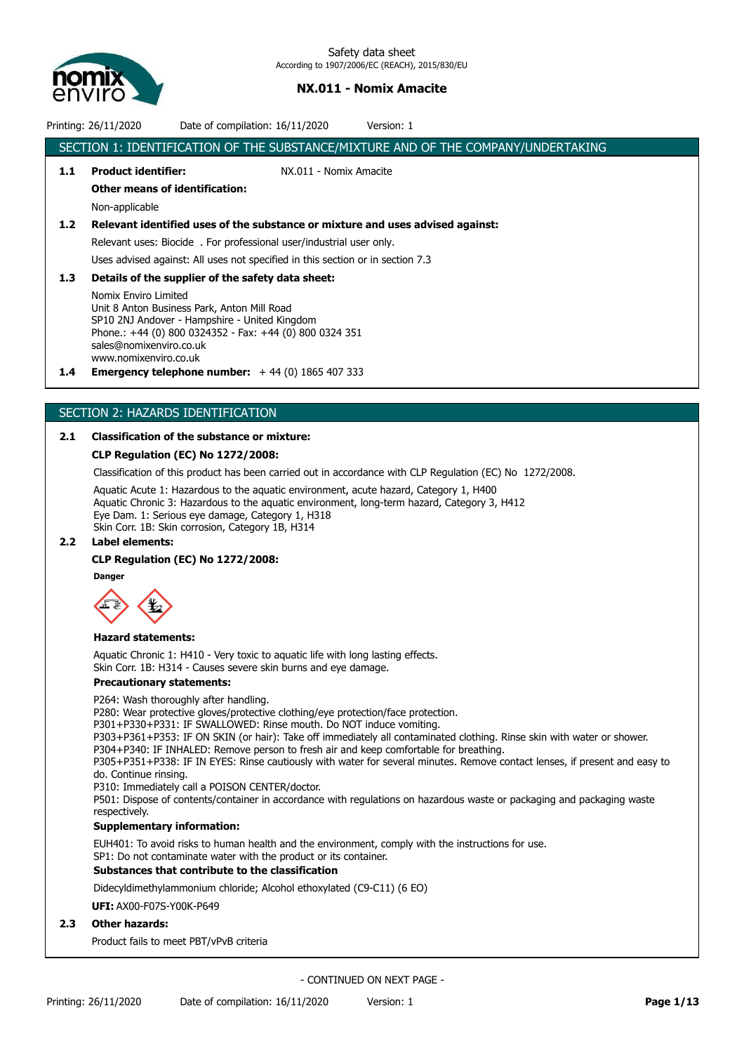# Safety data sheet
According to 1907/2006/EC (REACH), 2015/830/EU

## NX.011 - Nomix Amacite

Printing: 26/11/2020 Date of compilation: 16/11/2020 Version: 1

## SECTION 1: IDENTIFICATION OF THE SUBSTANCE/MIXTURE AND OF THE COMPANY/UNDERTAKING

**1.1 Product identifier:** NX.011 - Nomix Amacite

**Other means of identification:**

Non-applicable

**1.2 Relevant identified uses of the substance or mixture and uses advised against:**

Relevant uses: Biocide . For professional user/industrial user only.

Uses advised against: All uses not specified in this section or in section 7.3

**1.3 Details of the supplier of the safety data sheet:**

Nomix Enviro Limited
Unit 8 Anton Business Park, Anton Mill Road
SP10 2NJ Andover - Hampshire - United Kingdom
Phone.: +44 (0) 800 0324352 - Fax: +44 (0) 800 0324 351
sales@nomixenviro.co.uk
www.nomixenviro.co.uk

**1.4 Emergency telephone number:** + 44 (0) 1865 407 333

## SECTION 2: HAZARDS IDENTIFICATION

**2.1 Classification of the substance or mixture:**

**CLP Regulation (EC) No 1272/2008:**

Classification of this product has been carried out in accordance with CLP Regulation (EC) No 1272/2008.

Aquatic Acute 1: Hazardous to the aquatic environment, acute hazard, Category 1, H400
Aquatic Chronic 3: Hazardous to the aquatic environment, long-term hazard, Category 3, H412
Eye Dam. 1: Serious eye damage, Category 1, H318
Skin Corr. 1B: Skin corrosion, Category 1B, H314

**2.2 Label elements:**

**CLP Regulation (EC) No 1272/2008:**

**Danger**

**Hazard statements:**

Aquatic Chronic 1: H410 - Very toxic to aquatic life with long lasting effects.
Skin Corr. 1B: H314 - Causes severe skin burns and eye damage.

**Precautionary statements:**

P264: Wash thoroughly after handling.
P280: Wear protective gloves/protective clothing/eye protection/face protection.
P301+P330+P331: IF SWALLOWED: Rinse mouth. Do NOT induce vomiting.
P303+P361+P353: IF ON SKIN (or hair): Take off immediately all contaminated clothing. Rinse skin with water or shower.
P304+P340: IF INHALED: Remove person to fresh air and keep comfortable for breathing.
P305+P351+P338: IF IN EYES: Rinse cautiously with water for several minutes. Remove contact lenses, if present and easy to do. Continue rinsing.
P310: Immediately call a POISON CENTER/doctor.
P501: Dispose of contents/container in accordance with regulations on hazardous waste or packaging and packaging waste respectively.

**Supplementary information:**

EUH401: To avoid risks to human health and the environment, comply with the instructions for use.
SP1: Do not contaminate water with the product or its container.

**Substances that contribute to the classification**

Didecyldimethylammonium chloride; Alcohol ethoxylated (C9-C11) (6 EO)

**UFI:** AX00-F07S-Y00K-P649

**2.3 Other hazards:**

Product fails to meet PBT/vPvB criteria

- CONTINUED ON NEXT PAGE -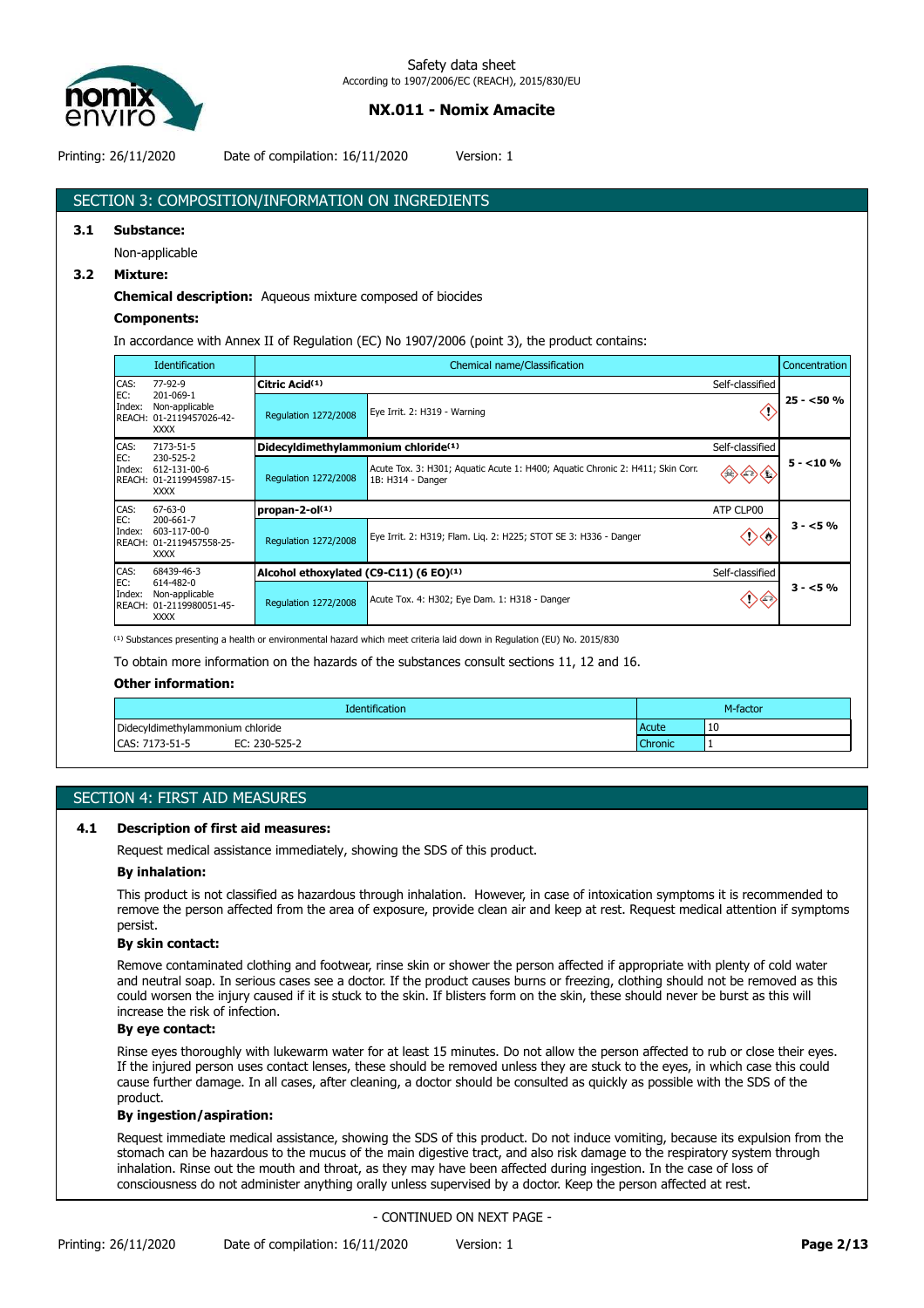## SECTION 3: COMPOSITION/INFORMATION ON INGREDIENTS

**3.1 Substance:**

Non-applicable

**3.2 Mixture:**

**Chemical description:** Aqueous mixture composed of biocides

**Components:**

In accordance with Annex II of Regulation (EC) No 1907/2006 (point 3), the product contains:

| Identification | Chemical name/Classification | | Concentration |
|---|---|---|---|
| CAS: 77-92-9<br>EC: 201-069-1<br>Index: Non-applicable<br>REACH: 01-2119457026-42-XXXX | **Citric Acid**[(1)] Self-classified | | 25 - <50 % |
| | Regulation 1272/2008 | Eye Irrit. 2: H319 - Warning | |
| CAS: 7173-51-5<br>EC: 230-525-2<br>Index: 612-131-00-6<br>REACH: 01-2119945987-15-XXXX | **Didecyldimethylammonium chloride**[(1)] Self-classified | | 5 - <10 % |
| | Regulation 1272/2008 | Acute Tox. 3: H301; Aquatic Acute 1: H400; Aquatic Chronic 2: H411; Skin Corr. 1B: H314 - Danger | |
| CAS: 67-63-0<br>EC: 200-661-7<br>Index: 603-117-00-0<br>REACH: 01-2119457558-25-XXXX | **propan-2-ol**[(1)] ATP CLP00 | | 3 - <5 % |
| | Regulation 1272/2008 | Eye Irrit. 2: H319; Flam. Liq. 2: H225; STOT SE 3: H336 - Danger | |
| CAS: 68439-46-3<br>EC: 614-482-0<br>Index: Non-applicable<br>REACH: 01-2119980051-45-XXXX | **Alcohol ethoxylated (C9-C11) (6 EO)**[(1)] Self-classified | | 3 - <5 % |
| | Regulation 1272/2008 | Acute Tox. 4: H302; Eye Dam. 1: H318 - Danger | |

[(1)] Substances presenting a health or environmental hazard which meet criteria laid down in Regulation (EU) No. 2015/830

To obtain more information on the hazards of the substances consult sections 11, 12 and 16.

**Other information:**

| Identification | M-factor | |
|---|---|---|
| Didecyldimethylammonium chloride | Acute | 10 |
| CAS: 7173-51-5 EC: 230-525-2 | Chronic | 1 |

## SECTION 4: FIRST AID MEASURES

**4.1 Description of first aid measures:**

Request medical assistance immediately, showing the SDS of this product.

**By inhalation:**

This product is not classified as hazardous through inhalation. However, in case of intoxication symptoms it is recommended to remove the person affected from the area of exposure, provide clean air and keep at rest. Request medical attention if symptoms persist.

**By skin contact:**

Remove contaminated clothing and footwear, rinse skin or shower the person affected if appropriate with plenty of cold water and neutral soap. In serious cases see a doctor. If the product causes burns or freezing, clothing should not be removed as this could worsen the injury caused if it is stuck to the skin. If blisters form on the skin, these should never be burst as this will increase the risk of infection.

**By eye contact:**

Rinse eyes thoroughly with lukewarm water for at least 15 minutes. Do not allow the person affected to rub or close their eyes. If the injured person uses contact lenses, these should be removed unless they are stuck to the eyes, in which case this could cause further damage. In all cases, after cleaning, a doctor should be consulted as quickly as possible with the SDS of the product.

**By ingestion/aspiration:**

Request immediate medical assistance, showing the SDS of this product. Do not induce vomiting, because its expulsion from the stomach can be hazardous to the mucus of the main digestive tract, and also risk damage to the respiratory system through inhalation. Rinse out the mouth and throat, as they may have been affected during ingestion. In the case of loss of consciousness do not administer anything orally unless supervised by a doctor. Keep the person affected at rest.

- CONTINUED ON NEXT PAGE -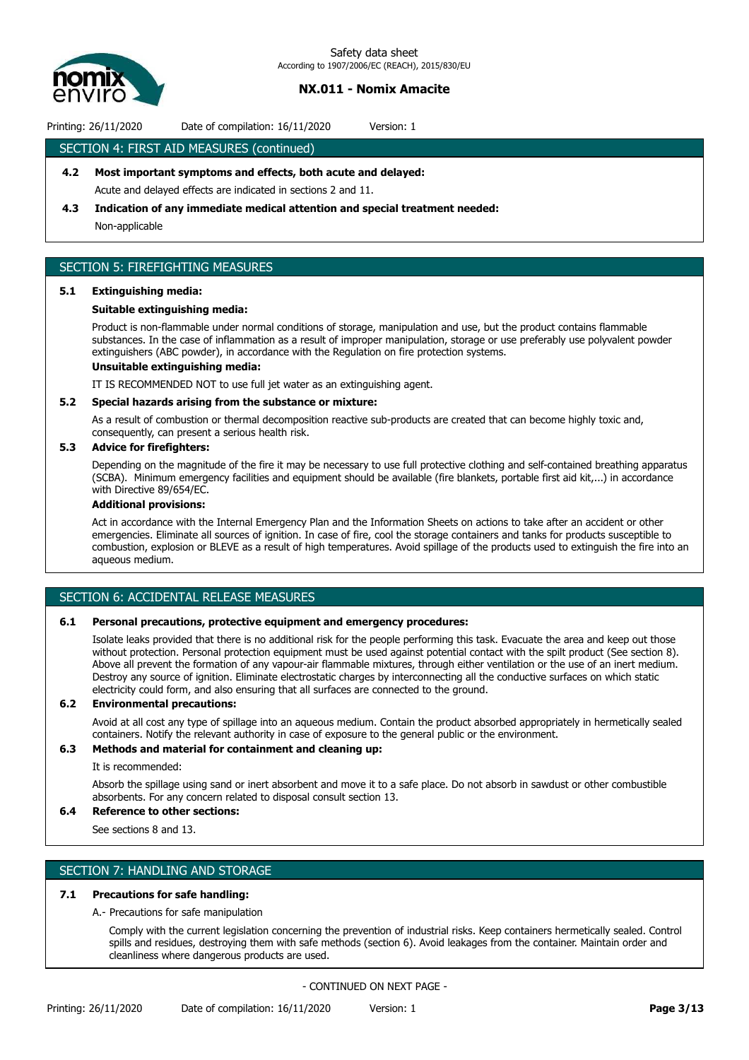## SECTION 4: FIRST AID MEASURES (continued)

**4.2 Most important symptoms and effects, both acute and delayed:**

Acute and delayed effects are indicated in sections 2 and 11.

**4.3 Indication of any immediate medical attention and special treatment needed:**

Non-applicable

## SECTION 5: FIREFIGHTING MEASURES

**5.1 Extinguishing media:**

**Suitable extinguishing media:**

Product is non-flammable under normal conditions of storage, manipulation and use, but the product contains flammable substances. In the case of inflammation as a result of improper manipulation, storage or use preferably use polyvalent powder extinguishers (ABC powder), in accordance with the Regulation on fire protection systems.

**Unsuitable extinguishing media:**

IT IS RECOMMENDED NOT to use full jet water as an extinguishing agent.

**5.2 Special hazards arising from the substance or mixture:**

As a result of combustion or thermal decomposition reactive sub-products are created that can become highly toxic and, consequently, can present a serious health risk.

**5.3 Advice for firefighters:**

Depending on the magnitude of the fire it may be necessary to use full protective clothing and self-contained breathing apparatus (SCBA). Minimum emergency facilities and equipment should be available (fire blankets, portable first aid kit,...) in accordance with Directive 89/654/EC.

**Additional provisions:**

Act in accordance with the Internal Emergency Plan and the Information Sheets on actions to take after an accident or other emergencies. Eliminate all sources of ignition. In case of fire, cool the storage containers and tanks for products susceptible to combustion, explosion or BLEVE as a result of high temperatures. Avoid spillage of the products used to extinguish the fire into an aqueous medium.

## SECTION 6: ACCIDENTAL RELEASE MEASURES

**6.1 Personal precautions, protective equipment and emergency procedures:**

Isolate leaks provided that there is no additional risk for the people performing this task. Evacuate the area and keep out those without protection. Personal protection equipment must be used against potential contact with the spilt product (See section 8). Above all prevent the formation of any vapour-air flammable mixtures, through either ventilation or the use of an inert medium. Destroy any source of ignition. Eliminate electrostatic charges by interconnecting all the conductive surfaces on which static electricity could form, and also ensuring that all surfaces are connected to the ground.

**6.2 Environmental precautions:**

Avoid at all cost any type of spillage into an aqueous medium. Contain the product absorbed appropriately in hermetically sealed containers. Notify the relevant authority in case of exposure to the general public or the environment.

**6.3 Methods and material for containment and cleaning up:**

It is recommended:

Absorb the spillage using sand or inert absorbent and move it to a safe place. Do not absorb in sawdust or other combustible absorbents. For any concern related to disposal consult section 13.

**6.4 Reference to other sections:**

See sections 8 and 13.

## SECTION 7: HANDLING AND STORAGE

**7.1 Precautions for safe handling:**

A.- Precautions for safe manipulation

Comply with the current legislation concerning the prevention of industrial risks. Keep containers hermetically sealed. Control spills and residues, destroying them with safe methods (section 6). Avoid leakages from the container. Maintain order and cleanliness where dangerous products are used.

- CONTINUED ON NEXT PAGE -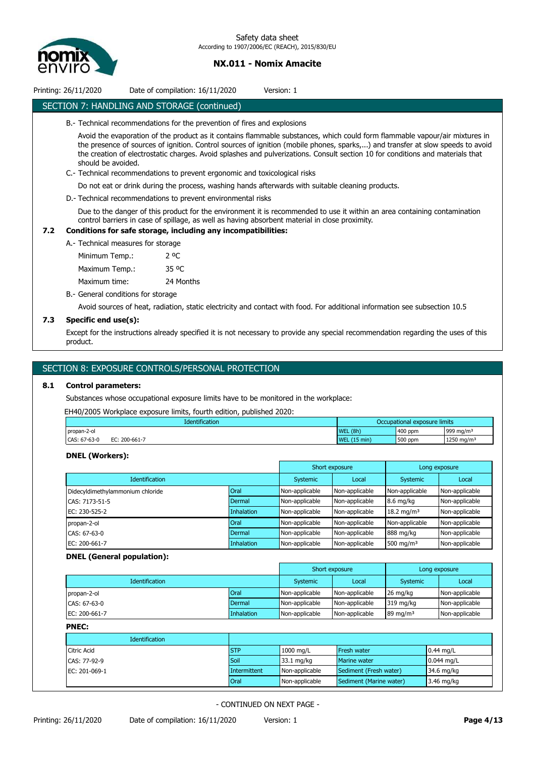## SECTION 7: HANDLING AND STORAGE (continued)

B.- Technical recommendations for the prevention of fires and explosions

Avoid the evaporation of the product as it contains flammable substances, which could form flammable vapour/air mixtures in the presence of sources of ignition. Control sources of ignition (mobile phones, sparks,...) and transfer at slow speeds to avoid the creation of electrostatic charges. Avoid splashes and pulverizations. Consult section 10 for conditions and materials that should be avoided.

C.- Technical recommendations to prevent ergonomic and toxicological risks

Do not eat or drink during the process, washing hands afterwards with suitable cleaning products.

D.- Technical recommendations to prevent environmental risks

Due to the danger of this product for the environment it is recommended to use it within an area containing contamination control barriers in case of spillage, as well as having absorbent material in close proximity.

### 7.2 Conditions for safe storage, including any incompatibilities:

A.- Technical measures for storage

| | |
|---|---|
| Minimum Temp.: | 2 ºC |
| Maximum Temp.: | 35 ºC |
| Maximum time: | 24 Months |

B.- General conditions for storage

Avoid sources of heat, radiation, static electricity and contact with food. For additional information see subsection 10.5

### 7.3 Specific end use(s):

Except for the instructions already specified it is not necessary to provide any special recommendation regarding the uses of this product.

## SECTION 8: EXPOSURE CONTROLS/PERSONAL PROTECTION

### 8.1 Control parameters:

Substances whose occupational exposure limits have to be monitored in the workplace:

EH40/2005 Workplace exposure limits, fourth edition, published 2020:

| Identification | Occupational exposure limits | | |
|---|---|---|---|
| propan-2-ol | WEL (8h) | 400 ppm | 999 mg/m³ |
| CAS: 67-63-0 EC: 200-661-7 | WEL (15 min) | 500 ppm | 1250 mg/m³ |

**DNEL (Workers):**

| Identification | | Short exposure | | Long exposure | |
|---|---|---|---|---|---|
| | | Systemic | Local | Systemic | Local |
| Didecyldimethylammonium chloride | Oral | Non-applicable | Non-applicable | Non-applicable | Non-applicable |
| CAS: 7173-51-5 | Dermal | Non-applicable | Non-applicable | 8.6 mg/kg | Non-applicable |
| EC: 230-525-2 | Inhalation | Non-applicable | Non-applicable | 18.2 mg/m³ | Non-applicable |
| propan-2-ol | Oral | Non-applicable | Non-applicable | Non-applicable | Non-applicable |
| CAS: 67-63-0 | Dermal | Non-applicable | Non-applicable | 888 mg/kg | Non-applicable |
| EC: 200-661-7 | Inhalation | Non-applicable | Non-applicable | 500 mg/m³ | Non-applicable |

**DNEL (General population):**

| Identification | | Short exposure | | Long exposure | |
|---|---|---|---|---|---|
| | | Systemic | Local | Systemic | Local |
| propan-2-ol | Oral | Non-applicable | Non-applicable | 26 mg/kg | Non-applicable |
| CAS: 67-63-0 | Dermal | Non-applicable | Non-applicable | 319 mg/kg | Non-applicable |
| EC: 200-661-7 | Inhalation | Non-applicable | Non-applicable | 89 mg/m³ | Non-applicable |

**PNEC:**

| Identification | | | | |
|---|---|---|---|---|
| Citric Acid | STP | 1000 mg/L | Fresh water | 0.44 mg/L |
| CAS: 77-92-9 | Soil | 33.1 mg/kg | Marine water | 0.044 mg/L |
| EC: 201-069-1 | Intermittent | Non-applicable | Sediment (Fresh water) | 34.6 mg/kg |
| | Oral | Non-applicable | Sediment (Marine water) | 3.46 mg/kg |

- CONTINUED ON NEXT PAGE -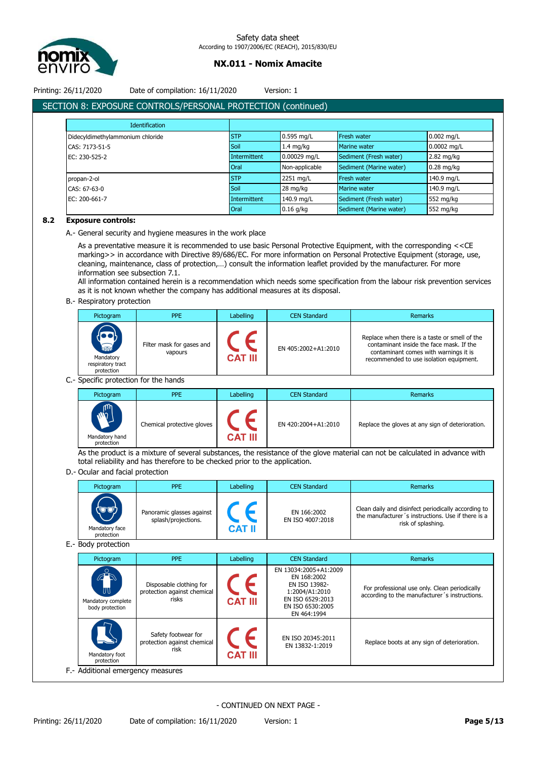## SECTION 8: EXPOSURE CONTROLS/PERSONAL PROTECTION (continued)

| Identification | | | | |
|---|---|---|---|---|
| Didecyldimethylammonium chloride | STP | 0.595 mg/L | Fresh water | 0.002 mg/L |
| CAS: 7173-51-5 | Soil | 1.4 mg/kg | Marine water | 0.0002 mg/L |
| EC: 230-525-2 | Intermittent | 0.00029 mg/L | Sediment (Fresh water) | 2.82 mg/kg |
| | Oral | Non-applicable | Sediment (Marine water) | 0.28 mg/kg |
| propan-2-ol | STP | 2251 mg/L | Fresh water | 140.9 mg/L |
| CAS: 67-63-0 | Soil | 28 mg/kg | Marine water | 140.9 mg/L |
| EC: 200-661-7 | Intermittent | 140.9 mg/L | Sediment (Fresh water) | 552 mg/kg |
| | Oral | 0.16 g/kg | Sediment (Marine water) | 552 mg/kg |

### 8.2 Exposure controls:

A.- General security and hygiene measures in the work place

As a preventative measure it is recommended to use basic Personal Protective Equipment, with the corresponding <<CE marking>> in accordance with Directive 89/686/EC. For more information on Personal Protective Equipment (storage, use, cleaning, maintenance, class of protection,…) consult the information leaflet provided by the manufacturer. For more information see subsection 7.1.
All information contained herein is a recommendation which needs some specification from the labour risk prevention services as it is not known whether the company has additional measures at its disposal.

B.- Respiratory protection

| Pictogram | PPE | Labelling | CEN Standard | Remarks |
|---|---|---|---|---|
| Mandatory respiratory tract protection | Filter mask for gases and vapours | CE CAT III | EN 405:2002+A1:2010 | Replace when there is a taste or smell of the contaminant inside the face mask. If the contaminant comes with warnings it is recommended to use isolation equipment. |

C.- Specific protection for the hands

| Pictogram | PPE | Labelling | CEN Standard | Remarks |
|---|---|---|---|---|
| Mandatory hand protection | Chemical protective gloves | CE CAT III | EN 420:2004+A1:2010 | Replace the gloves at any sign of deterioration. |

As the product is a mixture of several substances, the resistance of the glove material can not be calculated in advance with total reliability and has therefore to be checked prior to the application.

D.- Ocular and facial protection

| Pictogram | PPE | Labelling | CEN Standard | Remarks |
|---|---|---|---|---|
| Mandatory face protection | Panoramic glasses against splash/projections. | CE CAT II | EN 166:2002<br>EN ISO 4007:2018 | Clean daily and disinfect periodically according to the manufacturer´s instructions. Use if there is a risk of splashing. |

E.- Body protection

| Pictogram | PPE | Labelling | CEN Standard | Remarks |
|---|---|---|---|---|
| Mandatory complete body protection | Disposable clothing for protection against chemical risks | CE CAT III | EN 13034:2005+A1:2009<br>EN 168:2002<br>EN ISO 13982-1:2004/A1:2010<br>EN ISO 6529:2013<br>EN ISO 6530:2005<br>EN 464:1994 | For professional use only. Clean periodically according to the manufacturer´s instructions. |
| Mandatory foot protection | Safety footwear for protection against chemical risk | CE CAT III | EN ISO 20345:2011<br>EN 13832-1:2019 | Replace boots at any sign of deterioration. |

F.- Additional emergency measures

- CONTINUED ON NEXT PAGE -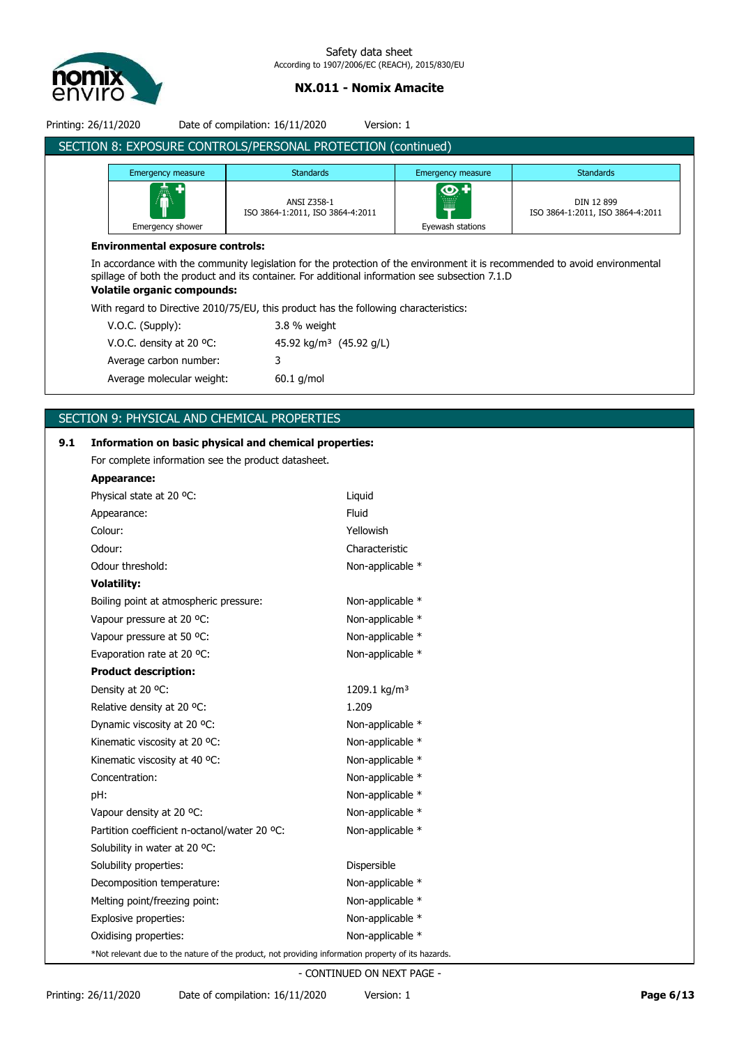## SECTION 8: EXPOSURE CONTROLS/PERSONAL PROTECTION (continued)

| Emergency measure | Standards | Emergency measure | Standards |
|---|---|---|---|
| Emergency shower | ANSI Z358-1<br>ISO 3864-1:2011, ISO 3864-4:2011 | Eyewash stations | DIN 12 899<br>ISO 3864-1:2011, ISO 3864-4:2011 |

**Environmental exposure controls:**

In accordance with the community legislation for the protection of the environment it is recommended to avoid environmental spillage of both the product and its container. For additional information see subsection 7.1.D

**Volatile organic compounds:**

With regard to Directive 2010/75/EU, this product has the following characteristics:

| | |
|---|---|
| V.O.C. (Supply): | 3.8 % weight |
| V.O.C. density at 20 ºC: | 45.92 kg/m³ (45.92 g/L) |
| Average carbon number: | 3 |
| Average molecular weight: | 60.1 g/mol |

## SECTION 9: PHYSICAL AND CHEMICAL PROPERTIES

**9.1 Information on basic physical and chemical properties:**

For complete information see the product datasheet.

**Appearance:**

| | |
|---|---|
| Physical state at 20 ºC: | Liquid |
| Appearance: | Fluid |
| Colour: | Yellowish |
| Odour: | Characteristic |
| Odour threshold: | Non-applicable * |

**Volatility:**

| | |
|---|---|
| Boiling point at atmospheric pressure: | Non-applicable * |
| Vapour pressure at 20 ºC: | Non-applicable * |
| Vapour pressure at 50 ºC: | Non-applicable * |
| Evaporation rate at 20 ºC: | Non-applicable * |

**Product description:**

| | |
|---|---|
| Density at 20 ºC: | 1209.1 kg/m³ |
| Relative density at 20 ºC: | 1.209 |
| Dynamic viscosity at 20 ºC: | Non-applicable * |
| Kinematic viscosity at 20 ºC: | Non-applicable * |
| Kinematic viscosity at 40 ºC: | Non-applicable * |
| Concentration: | Non-applicable * |
| pH: | Non-applicable * |
| Vapour density at 20 ºC: | Non-applicable * |
| Partition coefficient n-octanol/water 20 ºC: | Non-applicable * |
| Solubility in water at 20 ºC: | |
| Solubility properties: | Dispersible |
| Decomposition temperature: | Non-applicable * |
| Melting point/freezing point: | Non-applicable * |
| Explosive properties: | Non-applicable * |
| Oxidising properties: | Non-applicable * |

*Not relevant due to the nature of the product, not providing information property of its hazards.

- CONTINUED ON NEXT PAGE -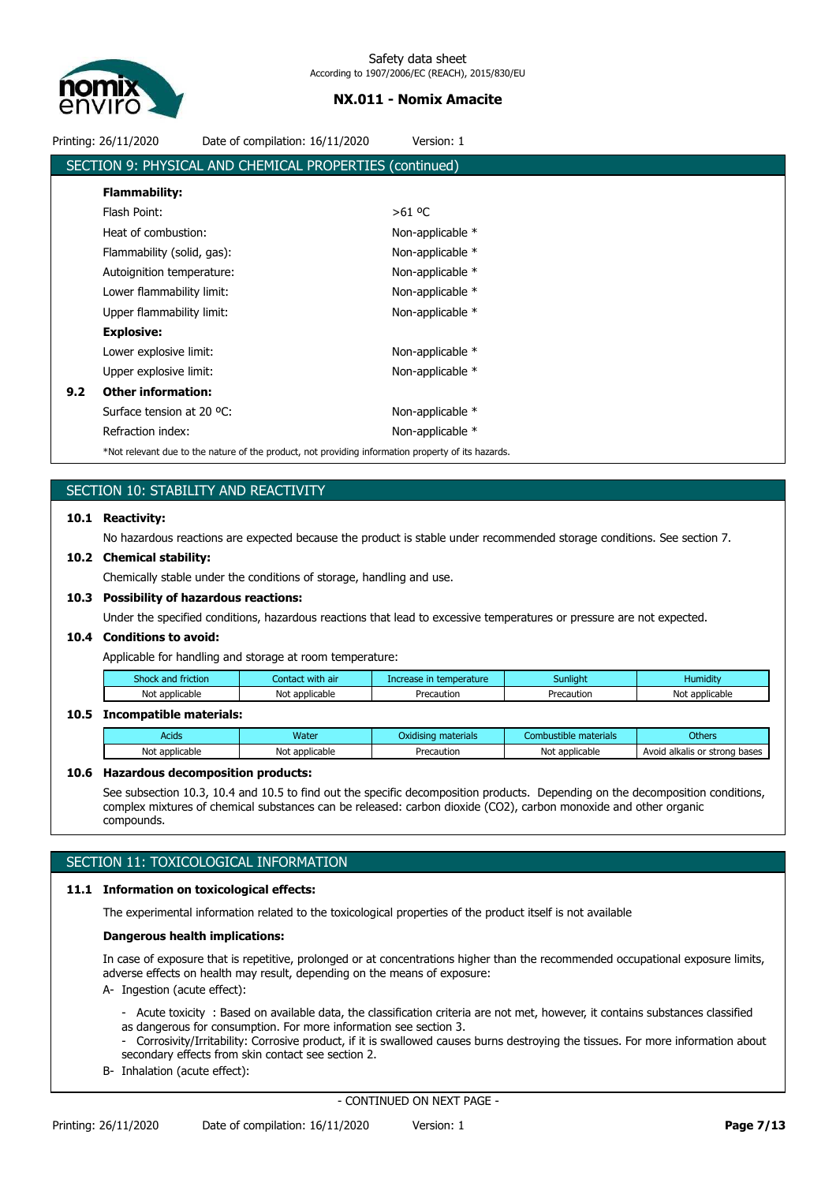## SECTION 9: PHYSICAL AND CHEMICAL PROPERTIES (continued)

**Flammability:**

| | |
|---|---|
| Flash Point: | >61 ºC |
| Heat of combustion: | Non-applicable * |
| Flammability (solid, gas): | Non-applicable * |
| Autoignition temperature: | Non-applicable * |
| Lower flammability limit: | Non-applicable * |
| Upper flammability limit: | Non-applicable * |

**Explosive:**

| | |
|---|---|
| Lower explosive limit: | Non-applicable * |
| Upper explosive limit: | Non-applicable * |

**9.2 Other information:**

| | |
|---|---|
| Surface tension at 20 ºC: | Non-applicable * |
| Refraction index: | Non-applicable * |

*Not relevant due to the nature of the product, not providing information property of its hazards.

## SECTION 10: STABILITY AND REACTIVITY

**10.1 Reactivity:**

No hazardous reactions are expected because the product is stable under recommended storage conditions. See section 7.

**10.2 Chemical stability:**

Chemically stable under the conditions of storage, handling and use.

**10.3 Possibility of hazardous reactions:**

Under the specified conditions, hazardous reactions that lead to excessive temperatures or pressure are not expected.

**10.4 Conditions to avoid:**

Applicable for handling and storage at room temperature:

| Shock and friction | Contact with air | Increase in temperature | Sunlight | Humidity |
|---|---|---|---|---|
| Not applicable | Not applicable | Precaution | Precaution | Not applicable |

**10.5 Incompatible materials:**

| Acids | Water | Oxidising materials | Combustible materials | Others |
|---|---|---|---|---|
| Not applicable | Not applicable | Precaution | Not applicable | Avoid alkalis or strong bases |

**10.6 Hazardous decomposition products:**

See subsection 10.3, 10.4 and 10.5 to find out the specific decomposition products. Depending on the decomposition conditions, complex mixtures of chemical substances can be released: carbon dioxide ($CO_2$), carbon monoxide and other organic compounds.

## SECTION 11: TOXICOLOGICAL INFORMATION

**11.1 Information on toxicological effects:**

The experimental information related to the toxicological properties of the product itself is not available

**Dangerous health implications:**

In case of exposure that is repetitive, prolonged or at concentrations higher than the recommended occupational exposure limits, adverse effects on health may result, depending on the means of exposure:

A- Ingestion (acute effect):

- Acute toxicity : Based on available data, the classification criteria are not met, however, it contains substances classified as dangerous for consumption. For more information see section 3.
- Corrosivity/Irritability: Corrosive product, if it is swallowed causes burns destroying the tissues. For more information about secondary effects from skin contact see section 2.

B- Inhalation (acute effect):

- CONTINUED ON NEXT PAGE -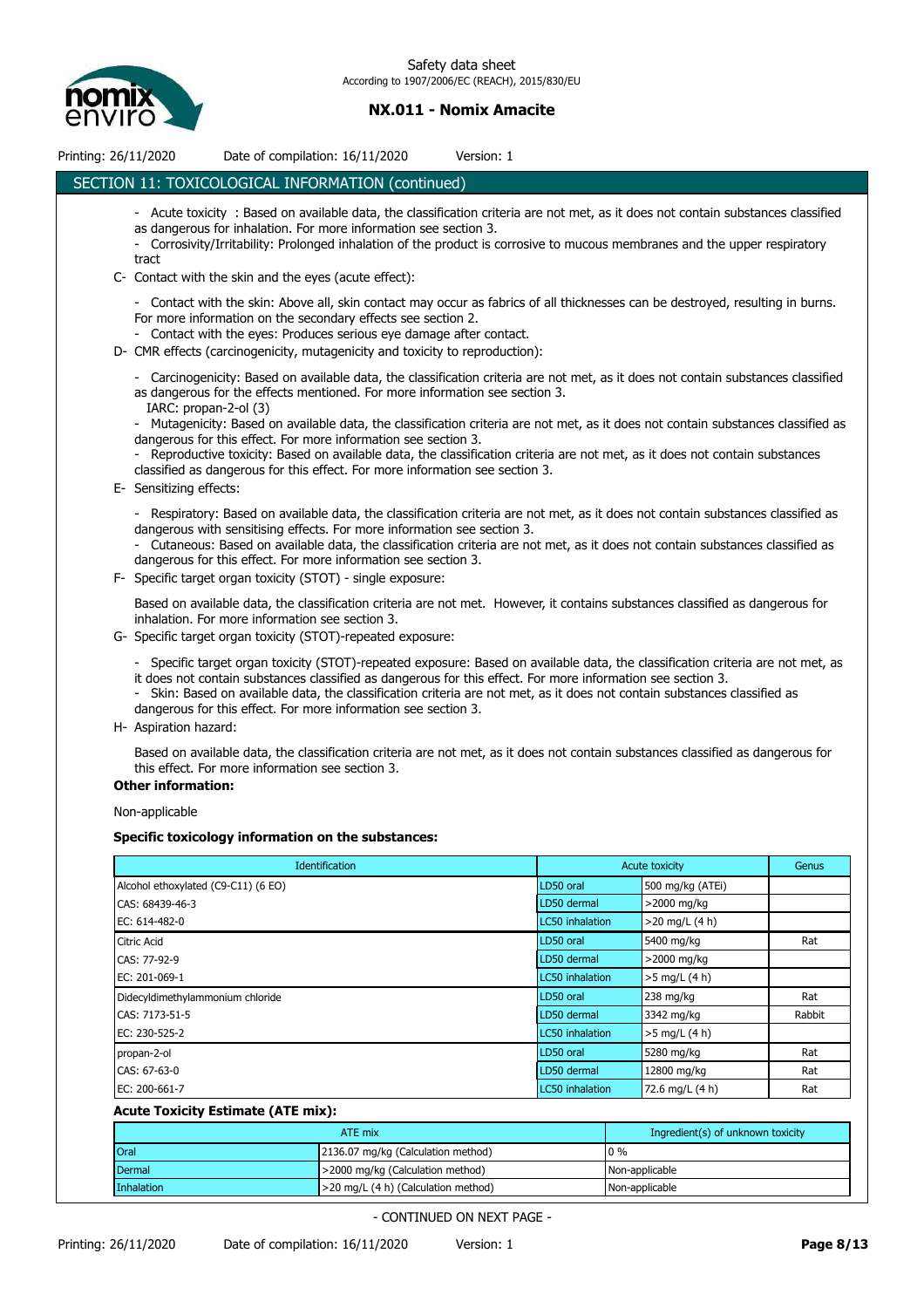## SECTION 11: TOXICOLOGICAL INFORMATION (continued)

- Acute toxicity : Based on available data, the classification criteria are not met, as it does not contain substances classified as dangerous for inhalation. For more information see section 3.
- Corrosivity/Irritability: Prolonged inhalation of the product is corrosive to mucous membranes and the upper respiratory tract

C- Contact with the skin and the eyes (acute effect):

- Contact with the skin: Above all, skin contact may occur as fabrics of all thicknesses can be destroyed, resulting in burns. For more information on the secondary effects see section 2.
- Contact with the eyes: Produces serious eye damage after contact.

D- CMR effects (carcinogenicity, mutagenicity and toxicity to reproduction):

- Carcinogenicity: Based on available data, the classification criteria are not met, as it does not contain substances classified as dangerous for the effects mentioned. For more information see section 3.
  IARC: propan-2-ol (3)
- Mutagenicity: Based on available data, the classification criteria are not met, as it does not contain substances classified as dangerous for this effect. For more information see section 3.
- Reproductive toxicity: Based on available data, the classification criteria are not met, as it does not contain substances classified as dangerous for this effect. For more information see section 3.

E- Sensitizing effects:

- Respiratory: Based on available data, the classification criteria are not met, as it does not contain substances classified as dangerous with sensitising effects. For more information see section 3.
- Cutaneous: Based on available data, the classification criteria are not met, as it does not contain substances classified as dangerous for this effect. For more information see section 3.

F- Specific target organ toxicity (STOT) - single exposure:

Based on available data, the classification criteria are not met. However, it contains substances classified as dangerous for inhalation. For more information see section 3.

G- Specific target organ toxicity (STOT)-repeated exposure:

- Specific target organ toxicity (STOT)-repeated exposure: Based on available data, the classification criteria are not met, as it does not contain substances classified as dangerous for this effect. For more information see section 3.
- Skin: Based on available data, the classification criteria are not met, as it does not contain substances classified as dangerous for this effect. For more information see section 3.

H- Aspiration hazard:

Based on available data, the classification criteria are not met, as it does not contain substances classified as dangerous for this effect. For more information see section 3.

**Other information:**

Non-applicable

**Specific toxicology information on the substances:**

| Identification | Acute toxicity | | Genus |
|---|---|---|---|
| Alcohol ethoxylated (C9-C11) (6 EO) | LD50 oral | 500 mg/kg (ATEi) | |
| CAS: 68439-46-3 | LD50 dermal | >2000 mg/kg | |
| EC: 614-482-0 | LC50 inhalation | >20 mg/L (4 h) | |
| Citric Acid | LD50 oral | 5400 mg/kg | Rat |
| CAS: 77-92-9 | LD50 dermal | >2000 mg/kg | |
| EC: 201-069-1 | LC50 inhalation | >5 mg/L (4 h) | |
| Didecyldimethylammonium chloride | LD50 oral | 238 mg/kg | Rat |
| CAS: 7173-51-5 | LD50 dermal | 3342 mg/kg | Rabbit |
| EC: 230-525-2 | LC50 inhalation | >5 mg/L (4 h) | |
| propan-2-ol | LD50 oral | 5280 mg/kg | Rat |
| CAS: 67-63-0 | LD50 dermal | 12800 mg/kg | Rat |
| EC: 200-661-7 | LC50 inhalation | 72.6 mg/L (4 h) | Rat |

**Acute Toxicity Estimate (ATE mix):**

| ATE mix | | Ingredient(s) of unknown toxicity |
|---|---|---|
| Oral | 2136.07 mg/kg (Calculation method) | 0 % |
| Dermal | >2000 mg/kg (Calculation method) | Non-applicable |
| Inhalation | >20 mg/L (4 h) (Calculation method) | Non-applicable |

- CONTINUED ON NEXT PAGE -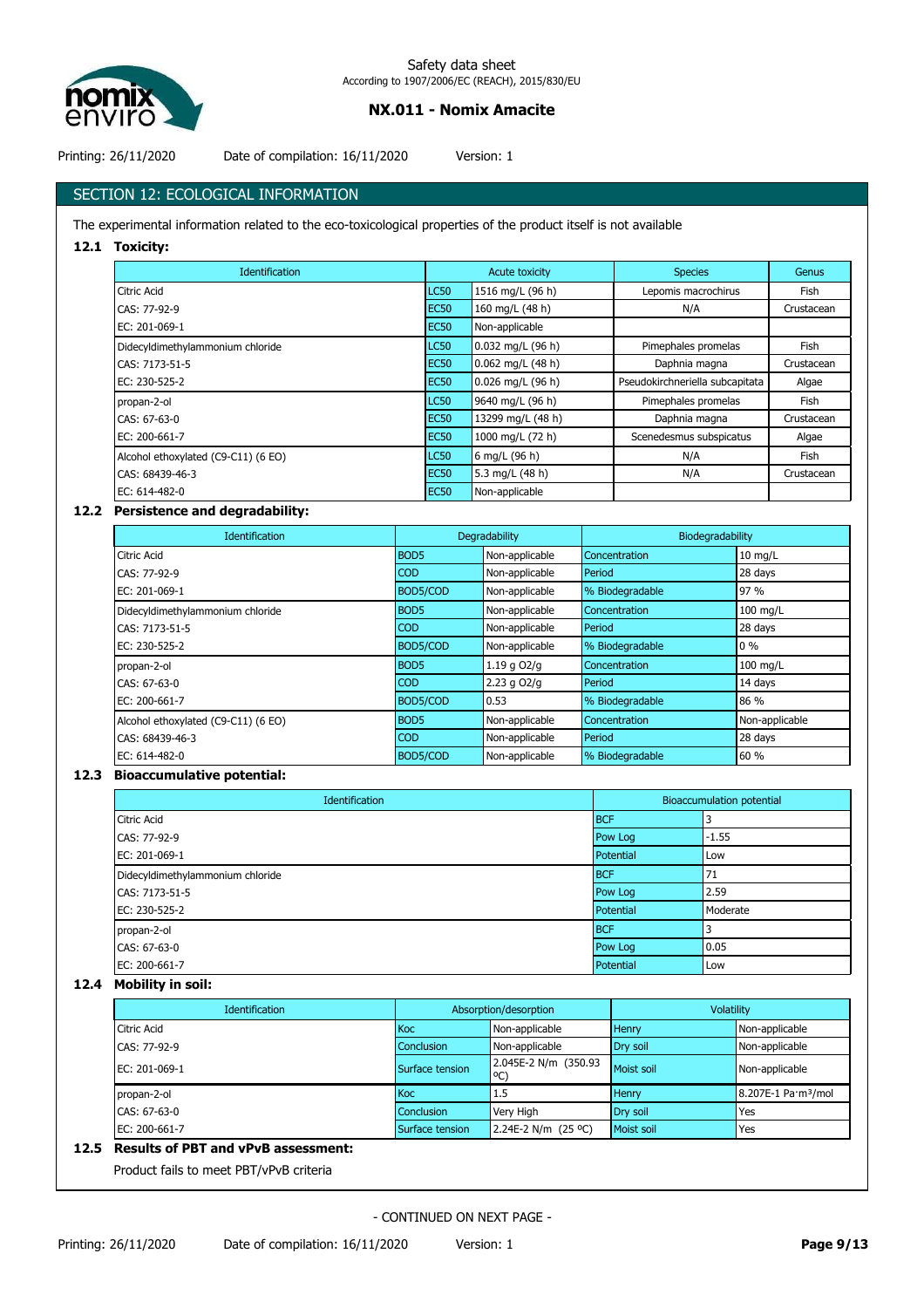## SECTION 12: ECOLOGICAL INFORMATION

The experimental information related to the eco-toxicological properties of the product itself is not available

### 12.1 Toxicity:

| Identification | Acute toxicity | | Species | Genus |
|---|---|---|---|---|
| Citric Acid | LC50 | 1516 mg/L (96 h) | Lepomis macrochirus | Fish |
| CAS: 77-92-9 | EC50 | 160 mg/L (48 h) | N/A | Crustacean |
| EC: 201-069-1 | EC50 | Non-applicable | | |
| Didecyldimethylammonium chloride | LC50 | 0.032 mg/L (96 h) | Pimephales promelas | Fish |
| CAS: 7173-51-5 | EC50 | 0.062 mg/L (48 h) | Daphnia magna | Crustacean |
| EC: 230-525-2 | EC50 | 0.026 mg/L (96 h) | Pseudokirchneriella subcapitata | Algae |
| propan-2-ol | LC50 | 9640 mg/L (96 h) | Pimephales promelas | Fish |
| CAS: 67-63-0 | EC50 | 13299 mg/L (48 h) | Daphnia magna | Crustacean |
| EC: 200-661-7 | EC50 | 1000 mg/L (72 h) | Scenedesmus subspicatus | Algae |
| Alcohol ethoxylated (C9-C11) (6 EO) | LC50 | 6 mg/L (96 h) | N/A | Fish |
| CAS: 68439-46-3 | EC50 | 5.3 mg/L (48 h) | N/A | Crustacean |
| EC: 614-482-0 | EC50 | Non-applicable | | |

### 12.2 Persistence and degradability:

| Identification | Degradability | | Biodegradability | |
|---|---|---|---|---|
| Citric Acid | BOD5 | Non-applicable | Concentration | 10 mg/L |
| CAS: 77-92-9 | COD | Non-applicable | Period | 28 days |
| EC: 201-069-1 | BOD5/COD | Non-applicable | % Biodegradable | 97 % |
| Didecyldimethylammonium chloride | BOD5 | Non-applicable | Concentration | 100 mg/L |
| CAS: 7173-51-5 | COD | Non-applicable | Period | 28 days |
| EC: 230-525-2 | BOD5/COD | Non-applicable | % Biodegradable | 0 % |
| propan-2-ol | BOD5 | 1.19 g O2/g | Concentration | 100 mg/L |
| CAS: 67-63-0 | COD | 2.23 g O2/g | Period | 14 days |
| EC: 200-661-7 | BOD5/COD | 0.53 | % Biodegradable | 86 % |
| Alcohol ethoxylated (C9-C11) (6 EO) | BOD5 | Non-applicable | Concentration | Non-applicable |
| CAS: 68439-46-3 | COD | Non-applicable | Period | 28 days |
| EC: 614-482-0 | BOD5/COD | Non-applicable | % Biodegradable | 60 % |

### 12.3 Bioaccumulative potential:

| Identification | Bioaccumulation potential | |
|---|---|---|
| Citric Acid | BCF | 3 |
| CAS: 77-92-9 | Pow Log | -1.55 |
| EC: 201-069-1 | Potential | Low |
| Didecyldimethylammonium chloride | BCF | 71 |
| CAS: 7173-51-5 | Pow Log | 2.59 |
| EC: 230-525-2 | Potential | Moderate |
| propan-2-ol | BCF | 3 |
| CAS: 67-63-0 | Pow Log | 0.05 |
| EC: 200-661-7 | Potential | Low |

### 12.4 Mobility in soil:

| Identification | Absorption/desorption | | Volatility | |
|---|---|---|---|---|
| Citric Acid | Koc | Non-applicable | Henry | Non-applicable |
| CAS: 77-92-9 | Conclusion | Non-applicable | Dry soil | Non-applicable |
| EC: 201-069-1 | Surface tension | 2.045E-2 N/m (350.93 ºC) | Moist soil | Non-applicable |
| propan-2-ol | Koc | 1.5 | Henry | 8.207E-1 Pa·m³/mol |
| CAS: 67-63-0 | Conclusion | Very High | Dry soil | Yes |
| EC: 200-661-7 | Surface tension | 2.24E-2 N/m (25 ºC) | Moist soil | Yes |

### 12.5 Results of PBT and vPvB assessment:

Product fails to meet PBT/vPvB criteria

- CONTINUED ON NEXT PAGE -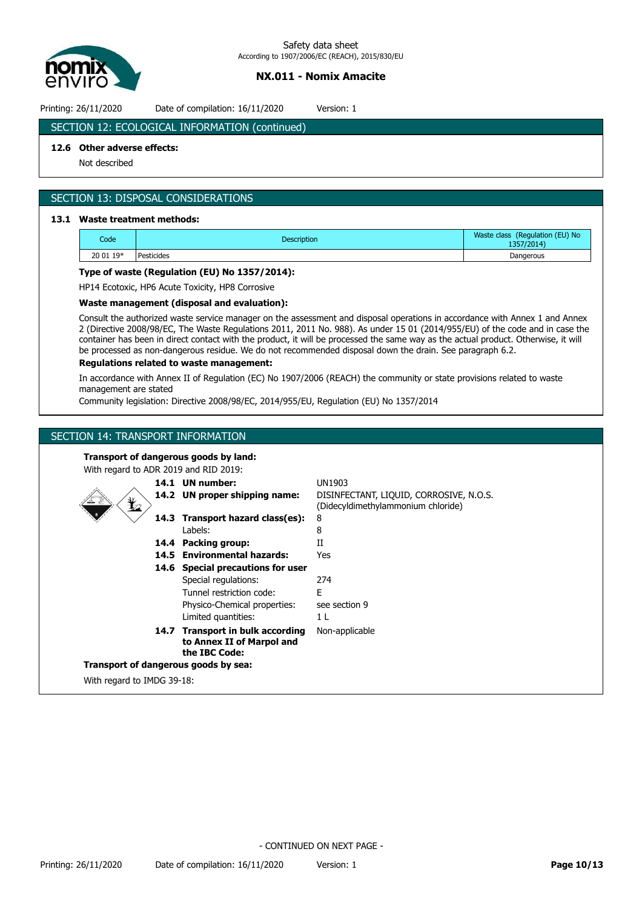## SECTION 12: ECOLOGICAL INFORMATION (continued)

**12.6 Other adverse effects:**

Not described

## SECTION 13: DISPOSAL CONSIDERATIONS

**13.1 Waste treatment methods:**

| Code | Description | Waste class (Regulation (EU) No 1357/2014) |
|---|---|---|
| 20 01 19* | Pesticides | Dangerous |

**Type of waste (Regulation (EU) No 1357/2014):**

HP14 Ecotoxic, HP6 Acute Toxicity, HP8 Corrosive

**Waste management (disposal and evaluation):**

Consult the authorized waste service manager on the assessment and disposal operations in accordance with Annex 1 and Annex 2 (Directive 2008/98/EC, The Waste Regulations 2011, 2011 No. 988). As under 15 01 (2014/955/EU) of the code and in case the container has been in direct contact with the product, it will be processed the same way as the actual product. Otherwise, it will be processed as non-dangerous residue. We do not recommended disposal down the drain. See paragraph 6.2.

**Regulations related to waste management:**

In accordance with Annex II of Regulation (EC) No 1907/2006 (REACH) the community or state provisions related to waste management are stated

Community legislation: Directive 2008/98/EC, 2014/955/EU, Regulation (EU) No 1357/2014

## SECTION 14: TRANSPORT INFORMATION

**Transport of dangerous goods by land:**

With regard to ADR 2019 and RID 2019:

| | | |
|---|---|---|
| **14.1** | **UN number:** | UN1903 |
| **14.2** | **UN proper shipping name:** | DISINFECTANT, LIQUID, CORROSIVE, N.O.S. (Didecyldimethylammonium chloride) |
| **14.3** | **Transport hazard class(es):** | 8 |
| | Labels: | 8 |
| **14.4** | **Packing group:** | II |
| **14.5** | **Environmental hazards:** | Yes |
| **14.6** | **Special precautions for user** | |
| | Special regulations: | 274 |
| | Tunnel restriction code: | E |
| | Physico-Chemical properties: | see section 9 |
| | Limited quantities: | 1 L |
| **14.7** | **Transport in bulk according to Annex II of Marpol and the IBC Code:** | Non-applicable |

**Transport of dangerous goods by sea:**

With regard to IMDG 39-18:

- CONTINUED ON NEXT PAGE -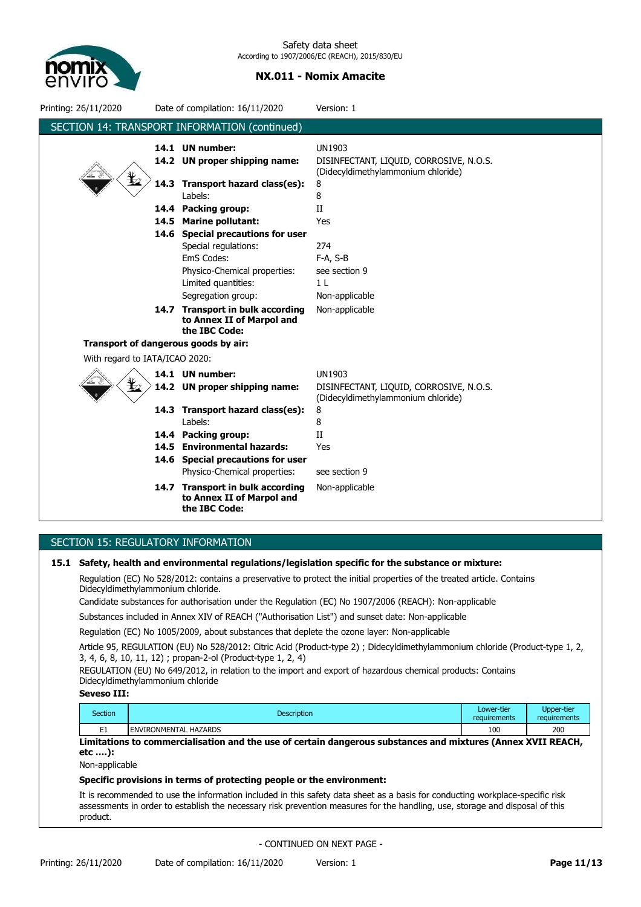## SECTION 14: TRANSPORT INFORMATION (continued)

**14.1 UN number:** UN1903

**14.2 UN proper shipping name:** DISINFECTANT, LIQUID, CORROSIVE, N.O.S. (Didecyldimethylammonium chloride)

**14.3 Transport hazard class(es):** 8

Labels: 8

**14.4 Packing group:** II

**14.5 Marine pollutant:** Yes

**14.6 Special precautions for user**

Special regulations: 274

EmS Codes: F-A, S-B

Physico-Chemical properties: see section 9

Limited quantities: 1 L

Segregation group: Non-applicable

**14.7 Transport in bulk according to Annex II of Marpol and the IBC Code:** Non-applicable

**Transport of dangerous goods by air:**

With regard to IATA/ICAO 2020:

**14.1 UN number:** UN1903

**14.2 UN proper shipping name:** DISINFECTANT, LIQUID, CORROSIVE, N.O.S. (Didecyldimethylammonium chloride)

**14.3 Transport hazard class(es):** 8

Labels: 8

**14.4 Packing group:** II

**14.5 Environmental hazards:** Yes

**14.6 Special precautions for user**

Physico-Chemical properties: see section 9

**14.7 Transport in bulk according to Annex II of Marpol and the IBC Code:** Non-applicable

## SECTION 15: REGULATORY INFORMATION

**15.1 Safety, health and environmental regulations/legislation specific for the substance or mixture:**

Regulation (EC) No 528/2012: contains a preservative to protect the initial properties of the treated article. Contains Didecyldimethylammonium chloride.

Candidate substances for authorisation under the Regulation (EC) No 1907/2006 (REACH): Non-applicable

Substances included in Annex XIV of REACH ("Authorisation List") and sunset date: Non-applicable

Regulation (EC) No 1005/2009, about substances that deplete the ozone layer: Non-applicable

Article 95, REGULATION (EU) No 528/2012: Citric Acid (Product-type 2) ; Didecyldimethylammonium chloride (Product-type 1, 2, 3, 4, 6, 8, 10, 11, 12) ; propan-2-ol (Product-type 1, 2, 4)

REGULATION (EU) No 649/2012, in relation to the import and export of hazardous chemical products: Contains Didecyldimethylammonium chloride

**Seveso III:**

| Section | Description | Lower-tier requirements | Upper-tier requirements |
|---|---|---|---|
| E1 | ENVIRONMENTAL HAZARDS | 100 | 200 |

**Limitations to commercialisation and the use of certain dangerous substances and mixtures (Annex XVII REACH, etc ….):**

Non-applicable

**Specific provisions in terms of protecting people or the environment:**

It is recommended to use the information included in this safety data sheet as a basis for conducting workplace-specific risk assessments in order to establish the necessary risk prevention measures for the handling, use, storage and disposal of this product.

- CONTINUED ON NEXT PAGE -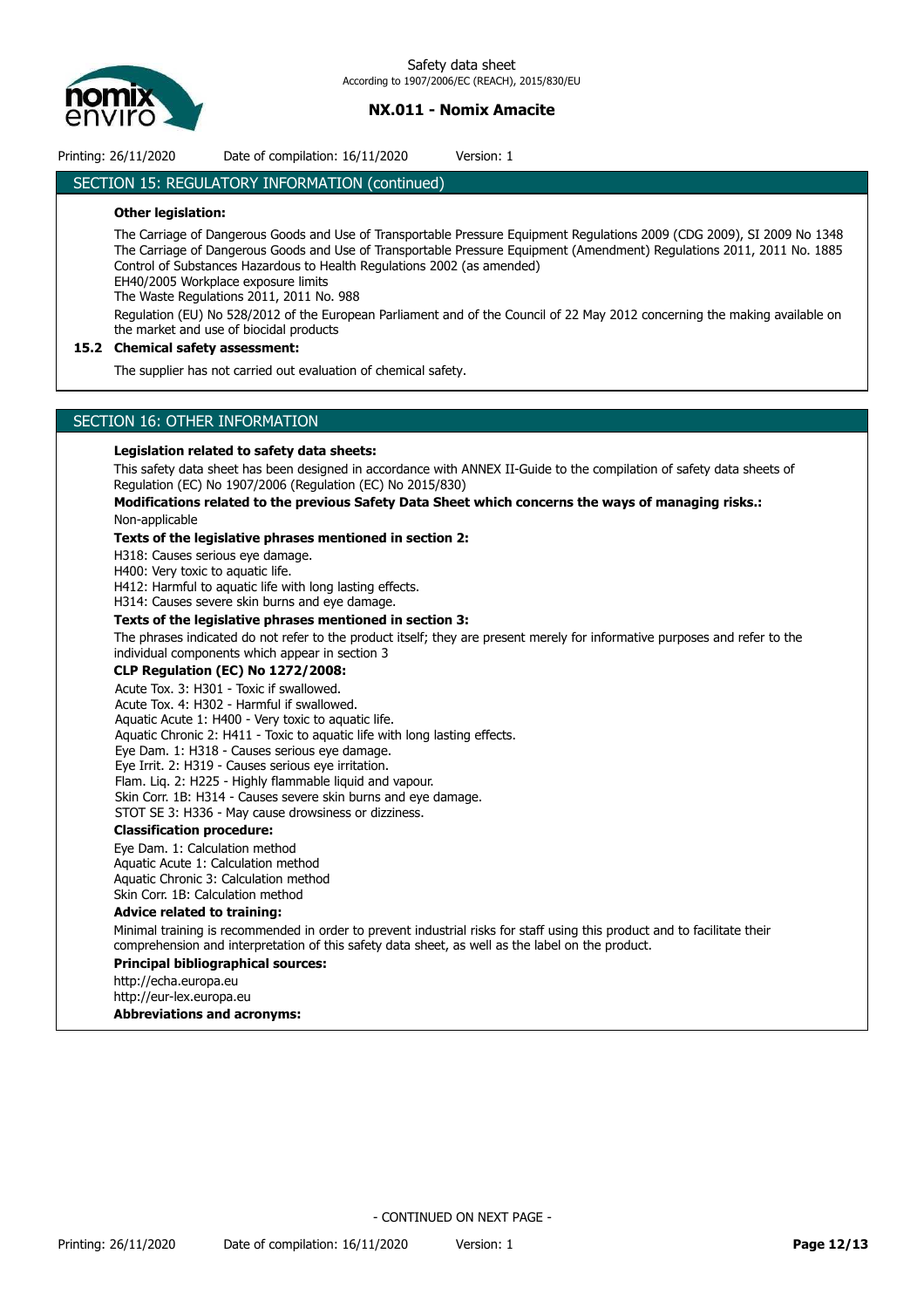## SECTION 15: REGULATORY INFORMATION (continued)

**Other legislation:**

The Carriage of Dangerous Goods and Use of Transportable Pressure Equipment Regulations 2009 (CDG 2009), SI 2009 No 1348
The Carriage of Dangerous Goods and Use of Transportable Pressure Equipment (Amendment) Regulations 2011, 2011 No. 1885
Control of Substances Hazardous to Health Regulations 2002 (as amended)
EH40/2005 Workplace exposure limits
The Waste Regulations 2011, 2011 No. 988

Regulation (EU) No 528/2012 of the European Parliament and of the Council of 22 May 2012 concerning the making available on the market and use of biocidal products

### 15.2 Chemical safety assessment:

The supplier has not carried out evaluation of chemical safety.

## SECTION 16: OTHER INFORMATION

**Legislation related to safety data sheets:**

This safety data sheet has been designed in accordance with ANNEX II-Guide to the compilation of safety data sheets of Regulation (EC) No 1907/2006 (Regulation (EC) No 2015/830)

**Modifications related to the previous Safety Data Sheet which concerns the ways of managing risks.:**

Non-applicable

**Texts of the legislative phrases mentioned in section 2:**

H318: Causes serious eye damage.
H400: Very toxic to aquatic life.
H412: Harmful to aquatic life with long lasting effects.
H314: Causes severe skin burns and eye damage.

**Texts of the legislative phrases mentioned in section 3:**

The phrases indicated do not refer to the product itself; they are present merely for informative purposes and refer to the individual components which appear in section 3

**CLP Regulation (EC) No 1272/2008:**

Acute Tox. 3: H301 - Toxic if swallowed.
Acute Tox. 4: H302 - Harmful if swallowed.
Aquatic Acute 1: H400 - Very toxic to aquatic life.
Aquatic Chronic 2: H411 - Toxic to aquatic life with long lasting effects.
Eye Dam. 1: H318 - Causes serious eye damage.
Eye Irrit. 2: H319 - Causes serious eye irritation.
Flam. Liq. 2: H225 - Highly flammable liquid and vapour.
Skin Corr. 1B: H314 - Causes severe skin burns and eye damage.
STOT SE 3: H336 - May cause drowsiness or dizziness.

**Classification procedure:**

Eye Dam. 1: Calculation method
Aquatic Acute 1: Calculation method
Aquatic Chronic 3: Calculation method
Skin Corr. 1B: Calculation method

**Advice related to training:**

Minimal training is recommended in order to prevent industrial risks for staff using this product and to facilitate their comprehension and interpretation of this safety data sheet, as well as the label on the product.

**Principal bibliographical sources:**

http://echa.europa.eu
http://eur-lex.europa.eu

**Abbreviations and acronyms:**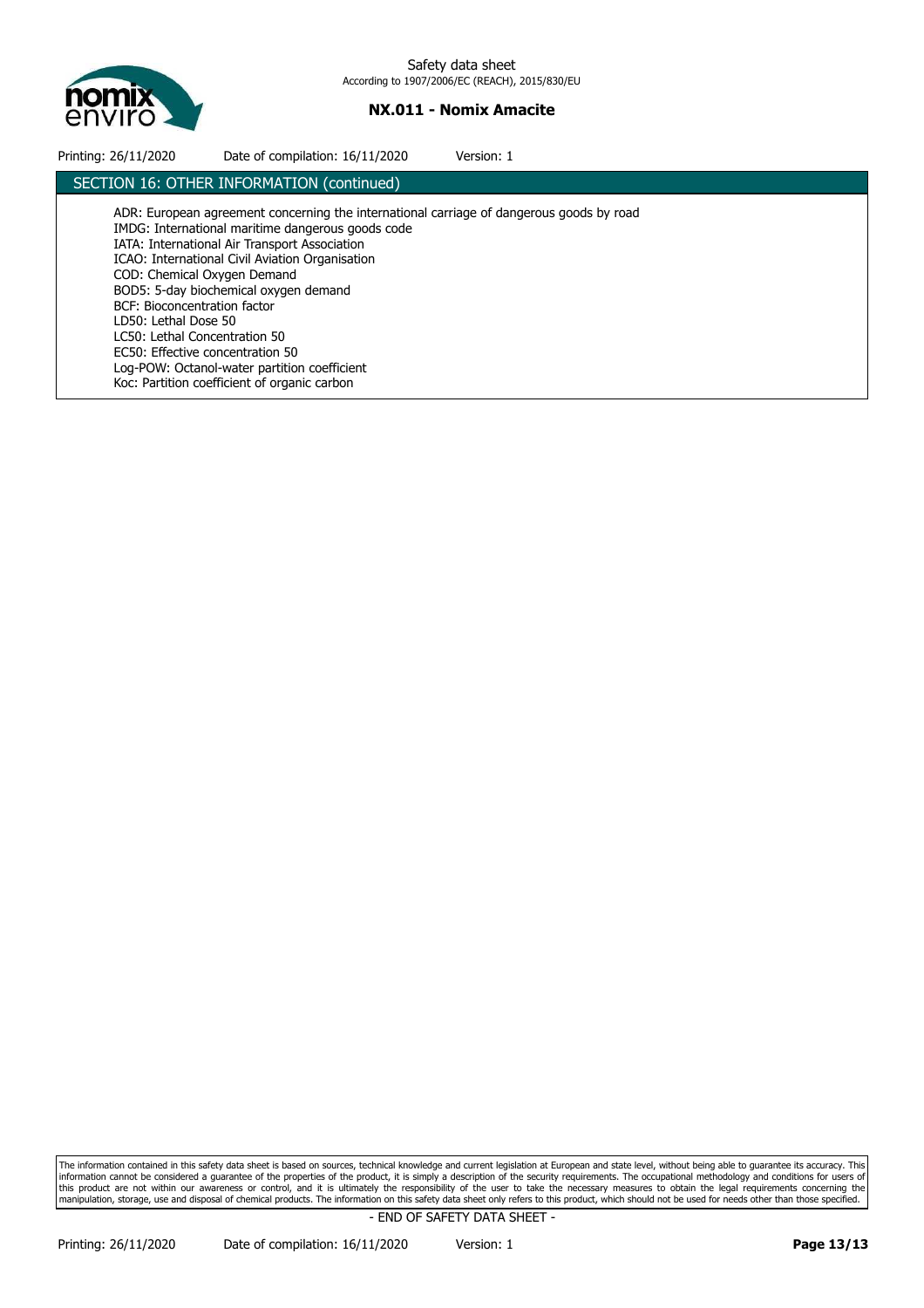## SECTION 16: OTHER INFORMATION (continued)

ADR: European agreement concerning the international carriage of dangerous goods by road
IMDG: International maritime dangerous goods code
IATA: International Air Transport Association
ICAO: International Civil Aviation Organisation
COD: Chemical Oxygen Demand
BOD5: 5-day biochemical oxygen demand
BCF: Bioconcentration factor
LD50: Lethal Dose 50
LC50: Lethal Concentration 50
EC50: Effective concentration 50
Log-POW: Octanol-water partition coefficient
Koc: Partition coefficient of organic carbon

The information contained in this safety data sheet is based on sources, technical knowledge and current legislation at European and state level, without being able to guarantee its accuracy. This information cannot be considered a guarantee of the properties of the product, it is simply a description of the security requirements. The occupational methodology and conditions for users of this product are not within our awareness or control, and it is ultimately the responsibility of the user to take the necessary measures to obtain the legal requirements concerning the manipulation, storage, use and disposal of chemical products. The information on this safety data sheet only refers to this product, which should not be used for needs other than those specified.

- END OF SAFETY DATA SHEET -